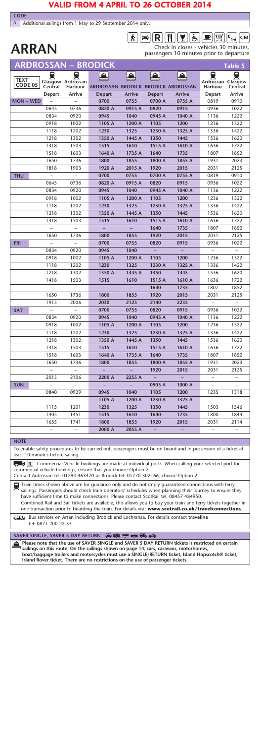# VALID FROM 4 APRIL TO 26 OCTOBER 2014

**CODE**

A Additional sailings from 1 May to 29 September 2014 only.

# ARRAN

Check in closes - vehicles 30 minutes, passengers 10 minutes prior to departure

## ARDROSSAN – BRODICK

**Table 5**

| TEXT CODE 05 | Glasgow Central | Ardrossan Harbour | ARDROSSAN | BRODICK | BRODICK | ARDROSSAN | Ardrossan Harbour | Glasgow Central |
|---|---|---|---|---|---|---|---|---|
| | Depart | Arrive | Depart | Arrive | Depart | Arrive | Depart | Arrive |
| **MON – WED** | – | – | 0700 | 0755 | 0700 A | 0755 A | 0819 | 0910 |
| | 0645 | 0736 | 0820 A | 0915 A | 0820 | 0915 | 0936 | 1022 |
| | 0834 | 0920 | 0945 | 1040 | 0945 A | 1040 A | 1136 | 1222 |
| | 0918 | 1002 | 1105 A | 1200 A | 1105 | 1200 | 1236 | 1322 |
| | 1118 | 1202 | 1230 | 1325 | 1230 A | 1325 A | 1336 | 1422 |
| | 1218 | 1302 | 1350 A | 1445 A | 1350 | 1445 | 1536 | 1620 |
| | 1418 | 1503 | 1515 | 1610 | 1515 A | 1610 A | 1636 | 1722 |
| | 1518 | 1603 | 1640 A | 1735 A | 1640 | 1735 | 1807 | 1852 |
| | 1650 | 1736 | 1800 | 1855 | 1800 A | 1855 A | 1931 | 2023 |
| | 1818 | 1903 | 1920 A | 2015 A | 1920 | 2015 | 2031 | 2125 |
| **THU** | – | – | 0700 | 0755 | 0700 A | 0755 A | 0819 | 0910 |
| | 0645 | 0736 | 0820 A | 0915 A | 0820 | 0915 | 0936 | 1022 |
| | 0834 | 0920 | 0945 | 1040 | 0945 A | 1040 A | 1136 | 1222 |
| | 0918 | 1002 | 1105 A | 1200 A | 1105 | 1200 | 1236 | 1322 |
| | 1118 | 1202 | 1230 | 1325 | 1230 A | 1325 A | 1336 | 1422 |
| | 1218 | 1302 | 1350 A | 1445 A | 1350 | 1445 | 1536 | 1620 |
| | 1418 | 1503 | 1515 | 1610 | 1515 A | 1610 A | 1636 | 1722 |
| | – | – | – | – | 1640 | 1735 | 1807 | 1852 |
| | 1650 | 1736 | 1800 | 1855 | 1920 | 2015 | 2031 | 2125 |
| **FRI** | – | – | 0700 | 0755 | 0820 | 0915 | 0936 | 1022 |
| | 0834 | 0920 | 0945 | 1040 | – | – | – | – |
| | 0918 | 1002 | 1105 A | 1200 A | 1105 | 1200 | 1236 | 1322 |
| | 1118 | 1202 | 1230 | 1325 | 1230 A | 1325 A | 1336 | 1422 |
| | 1218 | 1302 | 1350 A | 1445 A | 1350 | 1445 | 1536 | 1620 |
| | 1418 | 1503 | 1515 | 1610 | 1515 A | 1610 A | 1636 | 1722 |
| | – | – | – | – | 1640 | 1735 | 1807 | 1852 |
| | 1650 | 1736 | 1800 | 1855 | 1920 | 2015 | 2031 | 2125 |
| | 1915 | 2006 | 2030 | 2125 | 2140 | 2235 | – | – |
| **SAT** | – | – | 0700 | 0755 | 0820 | 0915 | 0936 | 1022 |
| | 0834 | 0920 | 0945 | 1040 | 0945 A | 1040 A | 1136 | 1222 |
| | 0918 | 1002 | 1105 A | 1200 A | 1105 | 1200 | 1236 | 1322 |
| | 1118 | 1202 | 1230 | 1325 | 1230 A | 1325 A | 1336 | 1422 |
| | 1218 | 1302 | 1350 A | 1445 A | 1350 | 1445 | 1536 | 1620 |
| | 1418 | 1503 | 1515 | 1610 | 1515 A | 1610 A | 1636 | 1722 |
| | 1518 | 1603 | 1640 A | 1735 A | 1640 | 1735 | 1807 | 1852 |
| | 1650 | 1736 | 1800 | 1855 | 1800 A | 1855 A | 1931 | 2023 |
| | – | – | – | – | 1920 | 2015 | 2031 | 2125 |
| | 2015 | 2106 | 2200 A | 2255 A | – | – | – | – |
| **SUN** | – | – | – | – | 0905 A | 1000 A | – | – |
| | 0840 | 0929 | 0945 | 1040 | 1105 | 1200 | 1235 | 1318 |
| | – | – | 1105 A | 1200 A | 1230 A | 1325 A | – | – |
| | 1115 | 1201 | 1230 | 1325 | 1350 | 1445 | 1503 | 1546 |
| | 1405 | 1451 | 1515 | 1610 | 1640 | 1735 | 1800 | 1844 |
| | 1655 | 1741 | 1800 | 1855 | 1920 | 2015 | 2031 | 2114 |
| | – | – | 2000 A | 2055 A | – | – | – | – |

**NOTE**

To enable safety procedures to be carried out, passengers must be on board and in possession of a ticket at least 10 minutes before sailing.

R Commercial Vehicle bookings are made at individual ports. When calling your selected port for commercial vehicle bookings, ensure that you choose Option 2, Contact Ardrossan tel: 01294 463470 or Brodick tel: 01770 302166, choose Option 2.

Train times shown above are for guidance only and do not imply guaranteed connections with ferry sailings. Passengers should check train operators' schedules when planning their journey to ensure they have sufficient time to make connections. Please contact ScotRail tel: 08457 484950. Combined Rail and Sail tickets are available, this allows you to buy your train and ferry tickets together in one transaction prior to boarding the train. For details visit **www.scotrail.co.uk/travelconnections**.

Bus services on Arran including Brodick and Lochranza. For details contact **traveline** tel: 0871 200 22 33.

**SAVER SINGLE, SAVER 5 DAY RETURN**

**Please note that the use of SAVER SINGLE and SAVER 5 DAY RETURN tickets is restricted on certain sailings on this route. On the sailings shown on page 14, cars, caravans, motorhomes, boat/baggage trailers and motorcycles must use a SINGLE/RETURN ticket, Island Hopscotch® ticket, Island Rover ticket. There are no restrictions on the use of passenger tickets.**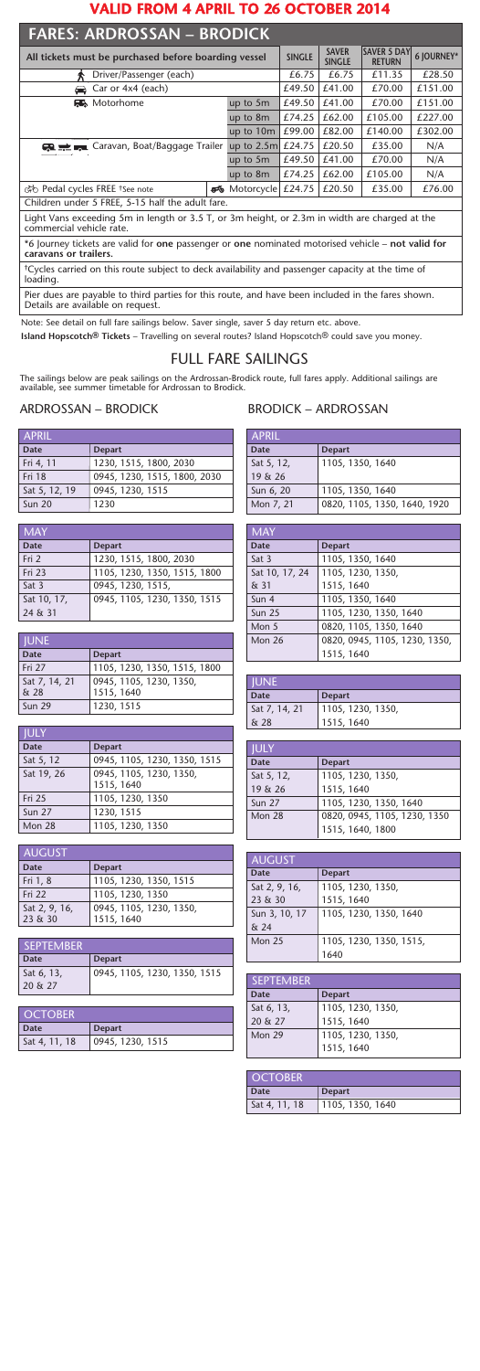# VALID FROM 4 APRIL TO 26 OCTOBER 2014

## FARES: ARDROSSAN – BRODICK

| All tickets must be purchased before boarding vessel | | SINGLE | SAVER SINGLE | SAVER 5 DAY RETURN | 6 JOURNEY* |
|---|---|---|---|---|---|
| Driver/Passenger (each) | | £6.75 | £6.75 | £11.35 | £28.50 |
| Car or 4x4 (each) | | £49.50 | £41.00 | £70.00 | £151.00 |
| Motorhome | up to 5m | £49.50 | £41.00 | £70.00 | £151.00 |
| | up to 8m | £74.25 | £62.00 | £105.00 | £227.00 |
| | up to 10m | £99.00 | £82.00 | £140.00 | £302.00 |
| Caravan, Boat/Baggage Trailer | up to 2.5m | £24.75 | £20.50 | £35.00 | N/A |
| | up to 5m | £49.50 | £41.00 | £70.00 | N/A |
| | up to 8m | £74.25 | £62.00 | £105.00 | N/A |
| Pedal cycles FREE †See note | Motorcycle | £24.75 | £20.50 | £35.00 | £76.00 |

Children under 5 FREE, 5-15 half the adult fare.

Light Vans exceeding 5m in length or 3.5 T, or 3m height, or 2.3m in width are charged at the commercial vehicle rate.

*6 Journey tickets are valid for **one** passenger or **one** nominated motorised vehicle – **not valid for caravans or trailers.**

†Cycles carried on this route subject to deck availability and passenger capacity at the time of loading.

Pier dues are payable to third parties for this route, and have been included in the fares shown. Details are available on request.

Note: See detail on full fare sailings below. Saver single, saver 5 day return etc. above.

**Island Hopscotch® Tickets** – Travelling on several routes? Island Hopscotch® could save you money.

# FULL FARE SAILINGS

The sailings below are peak sailings on the Ardrossan-Brodick route, full fares apply. Additional sailings are available, see summer timetable for Ardrossan to Brodick.

## ARDROSSAN – BRODICK

| APRIL | |
|---|---|
| Date | Depart |
| Fri 4, 11 | 1230, 1515, 1800, 2030 |
| Fri 18 | 0945, 1230, 1515, 1800, 2030 |
| Sat 5, 12, 19 | 0945, 1230, 1515 |
| Sun 20 | 1230 |

| MAY | |
|---|---|
| Date | Depart |
| Fri 2 | 1230, 1515, 1800, 2030 |
| Fri 23 | 1105, 1230, 1350, 1515, 1800 |
| Sat 3 | 0945, 1230, 1515, |
| Sat 10, 17, 24 & 31 | 0945, 1105, 1230, 1350, 1515 |

| JUNE | |
|---|---|
| Date | Depart |
| Fri 27 | 1105, 1230, 1350, 1515, 1800 |
| Sat 7, 14, 21 & 28 | 0945, 1105, 1230, 1350, 1515, 1640 |
| Sun 29 | 1230, 1515 |

| JULY | |
|---|---|
| Date | Depart |
| Sat 5, 12 | 0945, 1105, 1230, 1350, 1515 |
| Sat 19, 26 | 0945, 1105, 1230, 1350, 1515, 1640 |
| Fri 25 | 1105, 1230, 1350 |
| Sun 27 | 1230, 1515 |
| Mon 28 | 1105, 1230, 1350 |

| AUGUST | |
|---|---|
| Date | Depart |
| Fri 1, 8 | 1105, 1230, 1350, 1515 |
| Fri 22 | 1105, 1230, 1350 |
| Sat 2, 9, 16, 23 & 30 | 0945, 1105, 1230, 1350, 1515, 1640 |

| SEPTEMBER | |
|---|---|
| Date | Depart |
| Sat 6, 13, 20 & 27 | 0945, 1105, 1230, 1350, 1515 |

| OCTOBER | |
|---|---|
| Date | Depart |
| Sat 4, 11, 18 | 0945, 1230, 1515 |

## BRODICK – ARDROSSAN

| APRIL | |
|---|---|
| Date | Depart |
| Sat 5, 12, 19 & 26 | 1105, 1350, 1640 |
| Sun 6, 20 | 1105, 1350, 1640 |
| Mon 7, 21 | 0820, 1105, 1350, 1640, 1920 |

| MAY | |
|---|---|
| Date | Depart |
| Sat 3 | 1105, 1350, 1640 |
| Sat 10, 17, 24 & 31 | 1105, 1230, 1350, 1515, 1640 |
| Sun 4 | 1105, 1350, 1640 |
| Sun 25 | 1105, 1230, 1350, 1640 |
| Mon 5 | 0820, 1105, 1350, 1640 |
| Mon 26 | 0820, 0945, 1105, 1230, 1350, 1515, 1640 |

| JUNE | |
|---|---|
| Date | Depart |
| Sat 7, 14, 21 & 28 | 1105, 1230, 1350, 1515, 1640 |

| JULY | |
|---|---|
| Date | Depart |
| Sat 5, 12, 19 & 26 | 1105, 1230, 1350, 1515, 1640 |
| Sun 27 | 1105, 1230, 1350, 1640 |
| Mon 28 | 0820, 0945, 1105, 1230, 1350 1515, 1640, 1800 |

| AUGUST | |
|---|---|
| Date | Depart |
| Sat 2, 9, 16, 23 & 30 | 1105, 1230, 1350, 1515, 1640 |
| Sun 3, 10, 17 & 24 | 1105, 1230, 1350, 1640 |
| Mon 25 | 1105, 1230, 1350, 1515, 1640 |

| SEPTEMBER | |
|---|---|
| Date | Depart |
| Sat 6, 13, 20 & 27 | 1105, 1230, 1350, 1515, 1640 |
| Mon 29 | 1105, 1230, 1350, 1515, 1640 |

| OCTOBER | |
|---|---|
| Date | Depart |
| Sat 4, 11, 18 | 1105, 1350, 1640 |